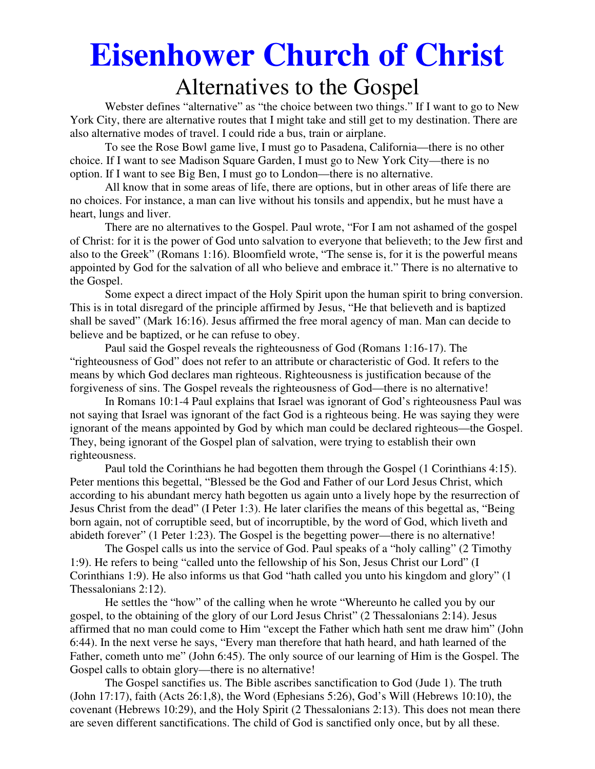# Eisenhower Church of Christ

## Alternatives to the Gospel

Webster defines "alternative" as "the choice between two things." If I want to go to New York City, there are alternative routes that I might take and still get to my destination. There are also alternative modes of travel. I could ride a bus, train or airplane.

To see the Rose Bowl game live, I must go to Pasadena, California—there is no other choice. If I want to see Madison Square Garden, I must go to New York City—there is no option. If I want to see Big Ben, I must go to London—there is no alternative.

All know that in some areas of life, there are options, but in other areas of life there are no choices. For instance, a man can live without his tonsils and appendix, but he must have a heart, lungs and liver.

There are no alternatives to the Gospel. Paul wrote, "For I am not ashamed of the gospel of Christ: for it is the power of God unto salvation to everyone that believeth; to the Jew first and also to the Greek" (Romans 1:16). Bloomfield wrote, "The sense is, for it is the powerful means appointed by God for the salvation of all who believe and embrace it." There is no alternative to the Gospel.

Some expect a direct impact of the Holy Spirit upon the human spirit to bring conversion. This is in total disregard of the principle affirmed by Jesus, "He that believeth and is baptized shall be saved" (Mark 16:16). Jesus affirmed the free moral agency of man. Man can decide to believe and be baptized, or he can refuse to obey.

Paul said the Gospel reveals the righteousness of God (Romans 1:16-17). The "righteousness of God" does not refer to an attribute or characteristic of God. It refers to the means by which God declares man righteous. Righteousness is justification because of the forgiveness of sins. The Gospel reveals the righteousness of God—there is no alternative!

In Romans 10:1-4 Paul explains that Israel was ignorant of God's righteousness Paul was not saying that Israel was ignorant of the fact God is a righteous being. He was saying they were ignorant of the means appointed by God by which man could be declared righteous—the Gospel. They, being ignorant of the Gospel plan of salvation, were trying to establish their own righteousness.

Paul told the Corinthians he had begotten them through the Gospel (1 Corinthians 4:15). Peter mentions this begettal, "Blessed be the God and Father of our Lord Jesus Christ, which according to his abundant mercy hath begotten us again unto a lively hope by the resurrection of Jesus Christ from the dead" (I Peter 1:3). He later clarifies the means of this begettal as, "Being born again, not of corruptible seed, but of incorruptible, by the word of God, which liveth and abideth forever" (1 Peter 1:23). The Gospel is the begetting power—there is no alternative!

The Gospel calls us into the service of God. Paul speaks of a "holy calling" (2 Timothy 1:9). He refers to being "called unto the fellowship of his Son, Jesus Christ our Lord" (I Corinthians 1:9). He also informs us that God "hath called you unto his kingdom and glory" (1 Thessalonians 2:12).

He settles the "how" of the calling when he wrote "Whereunto he called you by our gospel, to the obtaining of the glory of our Lord Jesus Christ" (2 Thessalonians 2:14). Jesus affirmed that no man could come to Him "except the Father which hath sent me draw him" (John 6:44). In the next verse he says, "Every man therefore that hath heard, and hath learned of the Father, cometh unto me" (John 6:45). The only source of our learning of Him is the Gospel. The Gospel calls to obtain glory—there is no alternative!

The Gospel sanctifies us. The Bible ascribes sanctification to God (Jude 1). The truth (John 17:17), faith (Acts 26:1,8), the Word (Ephesians 5:26), God's Will (Hebrews 10:10), the covenant (Hebrews 10:29), and the Holy Spirit (2 Thessalonians 2:13). This does not mean there are seven different sanctifications. The child of God is sanctified only once, but by all these.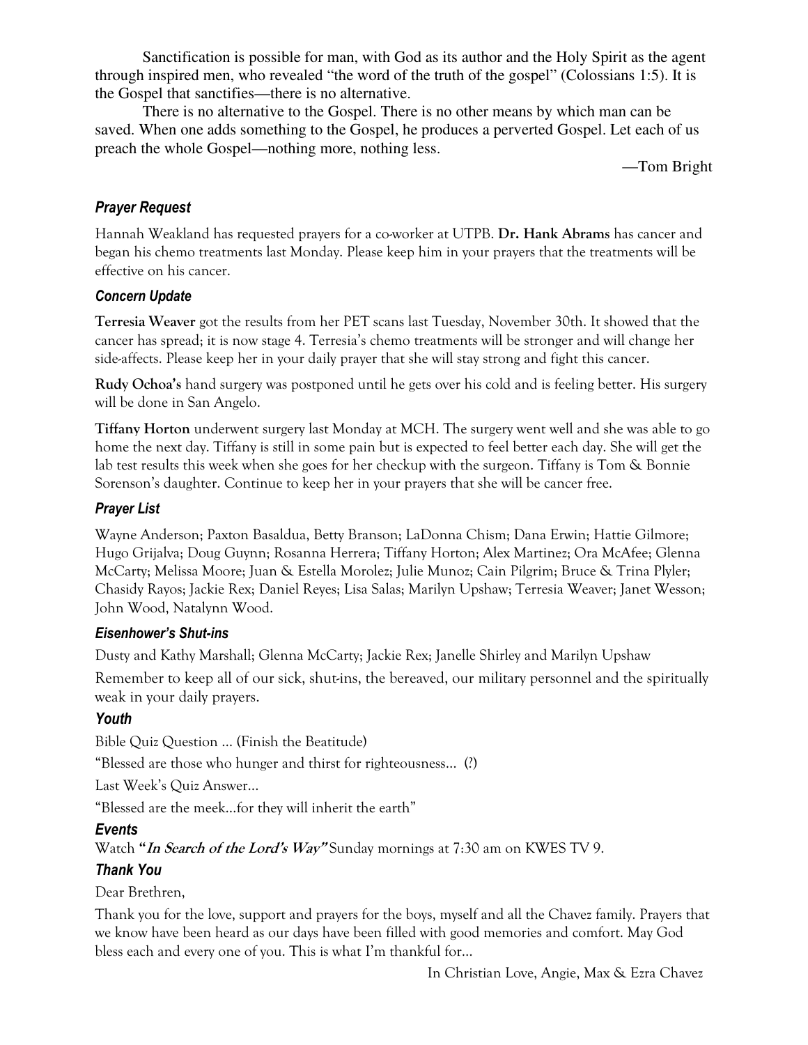Sanctification is possible for man, with God as its author and the Holy Spirit as the agent through inspired men, who revealed "the word of the truth of the gospel" (Colossians 1:5). It is the Gospel that sanctifies—there is no alternative.

There is no alternative to the Gospel. There is no other means by which man can be saved. When one adds something to the Gospel, he produces a perverted Gospel. Let each of us preach the whole Gospel—nothing more, nothing less.

—Tom Bright

### *Prayer Request*

Hannah Weakland has requested prayers for a co-worker at UTPB. **Dr. Hank Abrams** has cancer and began his chemo treatments last Monday. Please keep him in your prayers that the treatments will be effective on his cancer.

### *Concern Update*

**Terresia Weaver** got the results from her PET scans last Tuesday, November 30th. It showed that the cancer has spread; it is now stage 4. Terresia's chemo treatments will be stronger and will change her side-affects. Please keep her in your daily prayer that she will stay strong and fight this cancer.

**Rudy Ochoa's** hand surgery was postponed until he gets over his cold and is feeling better. His surgery will be done in San Angelo.

**Tiffany Horton** underwent surgery last Monday at MCH. The surgery went well and she was able to go home the next day. Tiffany is still in some pain but is expected to feel better each day. She will get the lab test results this week when she goes for her checkup with the surgeon. Tiffany is Tom & Bonnie Sorenson's daughter. Continue to keep her in your prayers that she will be cancer free.

### *Prayer List*

Wayne Anderson; Paxton Basaldua, Betty Branson; LaDonna Chism; Dana Erwin; Hattie Gilmore; Hugo Grijalva; Doug Guynn; Rosanna Herrera; Tiffany Horton; Alex Martinez; Ora McAfee; Glenna McCarty; Melissa Moore; Juan & Estella Morolez; Julie Munoz; Cain Pilgrim; Bruce & Trina Plyler; Chasidy Rayos; Jackie Rex; Daniel Reyes; Lisa Salas; Marilyn Upshaw; Terresia Weaver; Janet Wesson; John Wood, Natalynn Wood.

### *Eisenhower's Shut-ins*

Dusty and Kathy Marshall; Glenna McCarty; Jackie Rex; Janelle Shirley and Marilyn Upshaw

Remember to keep all of our sick, shut-ins, the bereaved, our military personnel and the spiritually weak in your daily prayers.

### *Youth*

Bible Quiz Question … (Finish the Beatitude)

"Blessed are those who hunger and thirst for righteousness… (?)

Last Week's Quiz Answer…

"Blessed are the meek…for they will inherit the earth"

### *Events*

Watch ***"In Search of the Lord's Way"*** Sunday mornings at 7:30 am on KWES TV 9.

### *Thank You*

Dear Brethren,

Thank you for the love, support and prayers for the boys, myself and all the Chavez family. Prayers that we know have been heard as our days have been filled with good memories and comfort. May God bless each and every one of you. This is what I'm thankful for…

In Christian Love, Angie, Max & Ezra Chavez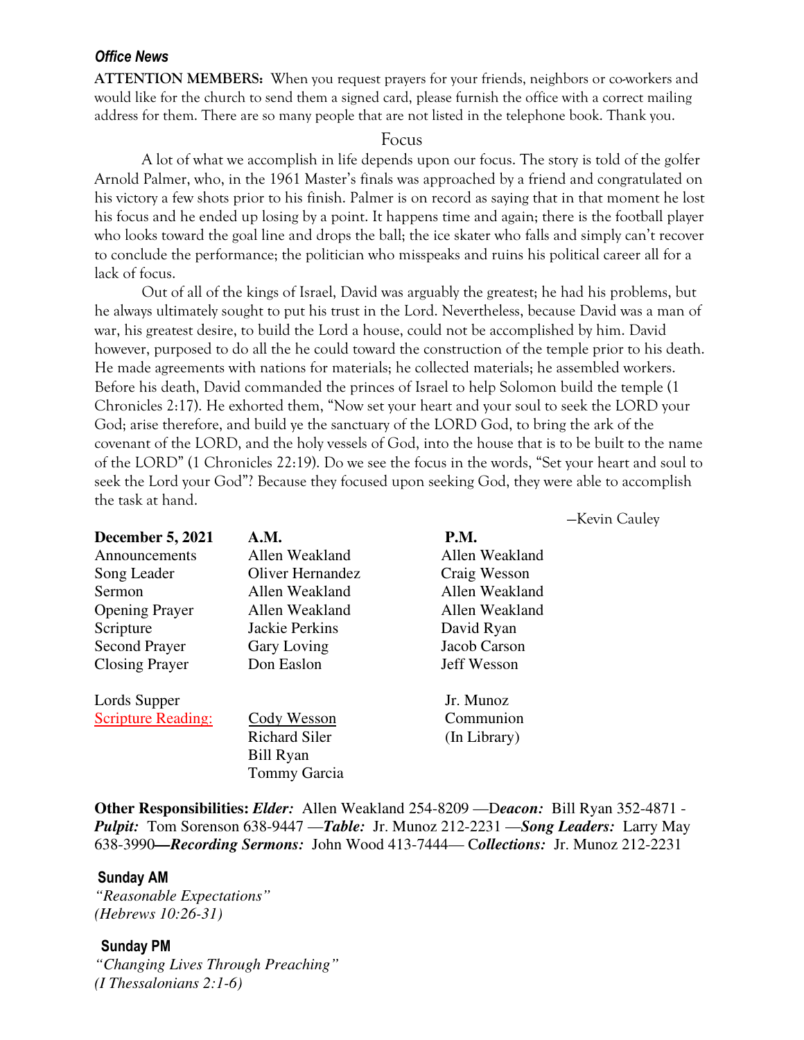### *Office News*

**ATTENTION MEMBERS:** When you request prayers for your friends, neighbors or co-workers and would like for the church to send them a signed card, please furnish the office with a correct mailing address for them. There are so many people that are not listed in the telephone book. Thank you.

## Focus

A lot of what we accomplish in life depends upon our focus. The story is told of the golfer Arnold Palmer, who, in the 1961 Master's finals was approached by a friend and congratulated on his victory a few shots prior to his finish. Palmer is on record as saying that in that moment he lost his focus and he ended up losing by a point. It happens time and again; there is the football player who looks toward the goal line and drops the ball; the ice skater who falls and simply can't recover to conclude the performance; the politician who misspeaks and ruins his political career all for a lack of focus.

Out of all of the kings of Israel, David was arguably the greatest; he had his problems, but he always ultimately sought to put his trust in the Lord. Nevertheless, because David was a man of war, his greatest desire, to build the Lord a house, could not be accomplished by him. David however, purposed to do all the he could toward the construction of the temple prior to his death. He made agreements with nations for materials; he collected materials; he assembled workers. Before his death, David commanded the princes of Israel to help Solomon build the temple (1 Chronicles 2:17). He exhorted them, "Now set your heart and your soul to seek the LORD your God; arise therefore, and build ye the sanctuary of the LORD God, to bring the ark of the covenant of the LORD, and the holy vessels of God, into the house that is to be built to the name of the LORD" (1 Chronicles 22:19). Do we see the focus in the words, "Set your heart and soul to seek the Lord your God"? Because they focused upon seeking God, they were able to accomplish the task at hand.

—Kevin Cauley

| **December 5, 2021** | **A.M.** | **P.M.** |
|---|---|---|
| Announcements | Allen Weakland | Allen Weakland |
| Song Leader | Oliver Hernandez | Craig Wesson |
| Sermon | Allen Weakland | Allen Weakland |
| Opening Prayer | Allen Weakland | Allen Weakland |
| Scripture | Jackie Perkins | David Ryan |
| Second Prayer | Gary Loving | Jacob Carson |
| Closing Prayer | Don Easlon | Jeff Wesson |
| Lords Supper | | Jr. Munoz |
| Scripture Reading: | Cody Wesson | Communion |
| | Richard Siler | (In Library) |
| | Bill Ryan | |
| | Tommy Garcia | |

**Other Responsibilities:** ***Elder:*** Allen Weakland 254-8209 —***Deacon:*** Bill Ryan 352-4871 - ***Pulpit:*** Tom Sorenson 638-9447 —***Table:*** Jr. Munoz 212-2231 —***Song Leaders:*** Larry May 638-3990—***Recording Sermons:*** John Wood 413-7444— ***Collections:*** Jr. Munoz 212-2231

### Sunday AM

*"Reasonable Expectations"*
*(Hebrews 10:26-31)*

### Sunday PM

*"Changing Lives Through Preaching"*
*(I Thessalonians 2:1-6)*